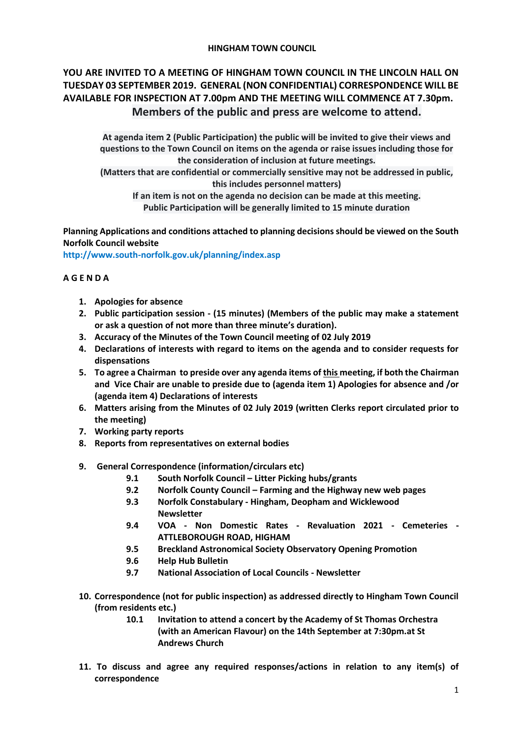**HINGHAM TOWN COUNCIL**

**YOU ARE INVITED TO A MEETING OF HINGHAM TOWN COUNCIL IN THE LINCOLN HALL ON TUESDAY 03 SEPTEMBER 2019. GENERAL (NON CONFIDENTIAL) CORRESPONDENCE WILL BE AVAILABLE FOR INSPECTION AT 7.00pm AND THE MEETING WILL COMMENCE AT 7.30pm.**

**Members of the public and press are welcome to attend.**

**At agenda item 2 (Public Participation) the public will be invited to give their views and questions to the Town Council on items on the agenda or raise issues including those for the consideration of inclusion at future meetings.**

**(Matters that are confidential or commercially sensitive may not be addressed in public, this includes personnel matters)**

**If an item is not on the agenda no decision can be made at this meeting.**

**Public Participation will be generally limited to 15 minute duration**

**Planning Applications and conditions attached to planning decisions should be viewed on the South Norfolk Council website**
**http://www.south-norfolk.gov.uk/planning/index.asp**

**A G E N D A**

1. **Apologies for absence**
2. **Public participation session - (15 minutes) (Members of the public may make a statement or ask a question of not more than three minute's duration).**
3. **Accuracy of the Minutes of the Town Council meeting of 02 July 2019**
4. **Declarations of interests with regard to items on the agenda and to consider requests for dispensations**
5. **To agree a Chairman to preside over any agenda items of this meeting, if both the Chairman and Vice Chair are unable to preside due to (agenda item 1) Apologies for absence and /or (agenda item 4) Declarations of interests**
6. **Matters arising from the Minutes of 02 July 2019 (written Clerks report circulated prior to the meeting)**
7. **Working party reports**
8. **Reports from representatives on external bodies**
9. **General Correspondence (information/circulars etc)**
   - **9.1 South Norfolk Council – Litter Picking hubs/grants**
   - **9.2 Norfolk County Council – Farming and the Highway new web pages**
   - **9.3 Norfolk Constabulary - Hingham, Deopham and Wicklewood Newsletter**
   - **9.4 VOA - Non Domestic Rates - Revaluation 2021 - Cemeteries - ATTLEBOROUGH ROAD, HIGHAM**
   - **9.5 Breckland Astronomical Society Observatory Opening Promotion**
   - **9.6 Help Hub Bulletin**
   - **9.7 National Association of Local Councils - Newsletter**
10. **Correspondence (not for public inspection) as addressed directly to Hingham Town Council (from residents etc.)**
    - **10.1 Invitation to attend a concert by the Academy of St Thomas Orchestra (with an American Flavour) on the 14th September at 7:30pm.at St Andrews Church**
11. **To discuss and agree any required responses/actions in relation to any item(s) of correspondence**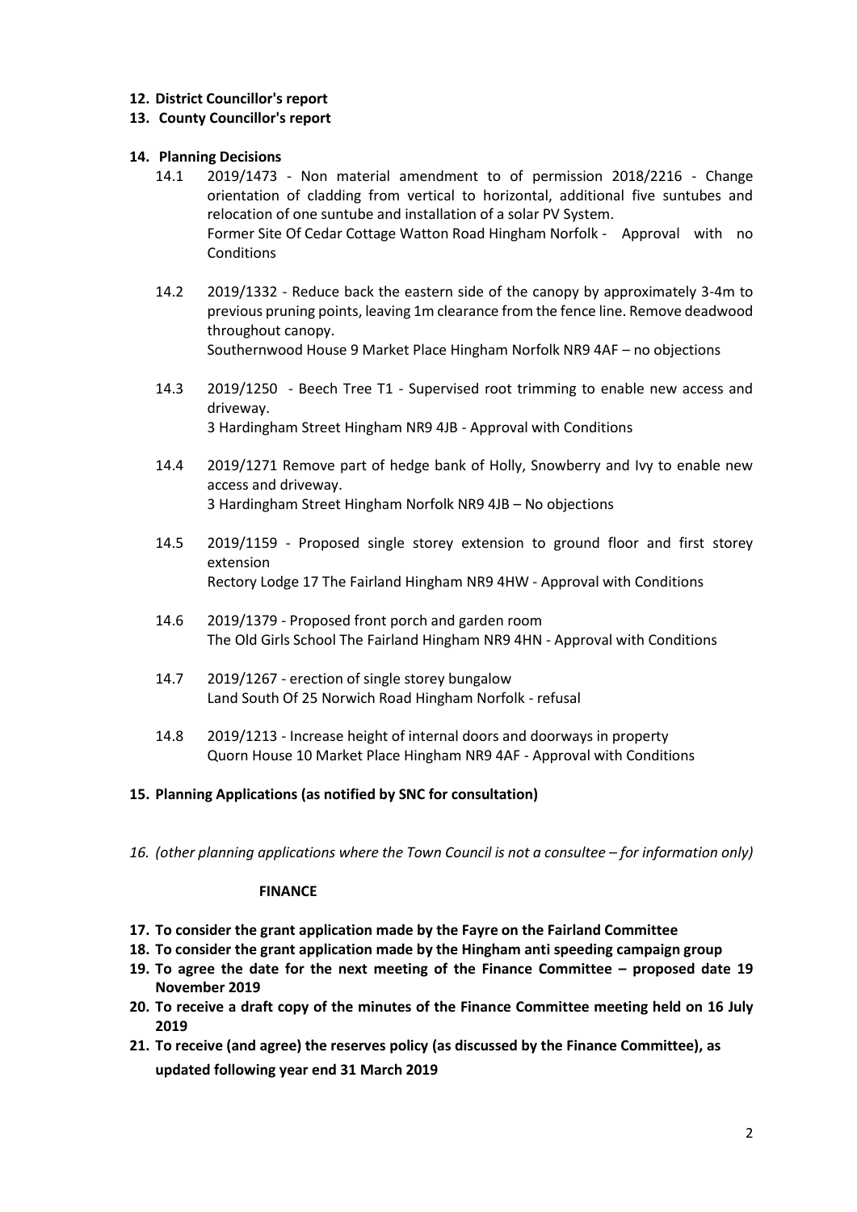**12. District Councillor's report**

**13. County Councillor's report**

**14. Planning Decisions**

14.1 2019/1473 - Non material amendment to of permission 2018/2216 - Change orientation of cladding from vertical to horizontal, additional five suntubes and relocation of one suntube and installation of a solar PV System.
Former Site Of Cedar Cottage Watton Road Hingham Norfolk - Approval with no Conditions

14.2 2019/1332 - Reduce back the eastern side of the canopy by approximately 3-4m to previous pruning points, leaving 1m clearance from the fence line. Remove deadwood throughout canopy.
Southernwood House 9 Market Place Hingham Norfolk NR9 4AF – no objections

14.3 2019/1250 - Beech Tree T1 - Supervised root trimming to enable new access and driveway.
3 Hardingham Street Hingham NR9 4JB - Approval with Conditions

14.4 2019/1271 Remove part of hedge bank of Holly, Snowberry and Ivy to enable new access and driveway.
3 Hardingham Street Hingham Norfolk NR9 4JB – No objections

14.5 2019/1159 - Proposed single storey extension to ground floor and first storey extension
Rectory Lodge 17 The Fairland Hingham NR9 4HW - Approval with Conditions

14.6 2019/1379 - Proposed front porch and garden room
The Old Girls School The Fairland Hingham NR9 4HN - Approval with Conditions

14.7 2019/1267 - erection of single storey bungalow
Land South Of 25 Norwich Road Hingham Norfolk - refusal

14.8 2019/1213 - Increase height of internal doors and doorways in property
Quorn House 10 Market Place Hingham NR9 4AF - Approval with Conditions

**15. Planning Applications (as notified by SNC for consultation)**

*16. (other planning applications where the Town Council is not a consultee – for information only)*

**FINANCE**

**17. To consider the grant application made by the Fayre on the Fairland Committee**

**18. To consider the grant application made by the Hingham anti speeding campaign group**

**19. To agree the date for the next meeting of the Finance Committee – proposed date 19 November 2019**

**20. To receive a draft copy of the minutes of the Finance Committee meeting held on 16 July 2019**

**21. To receive (and agree) the reserves policy (as discussed by the Finance Committee), as updated following year end 31 March 2019**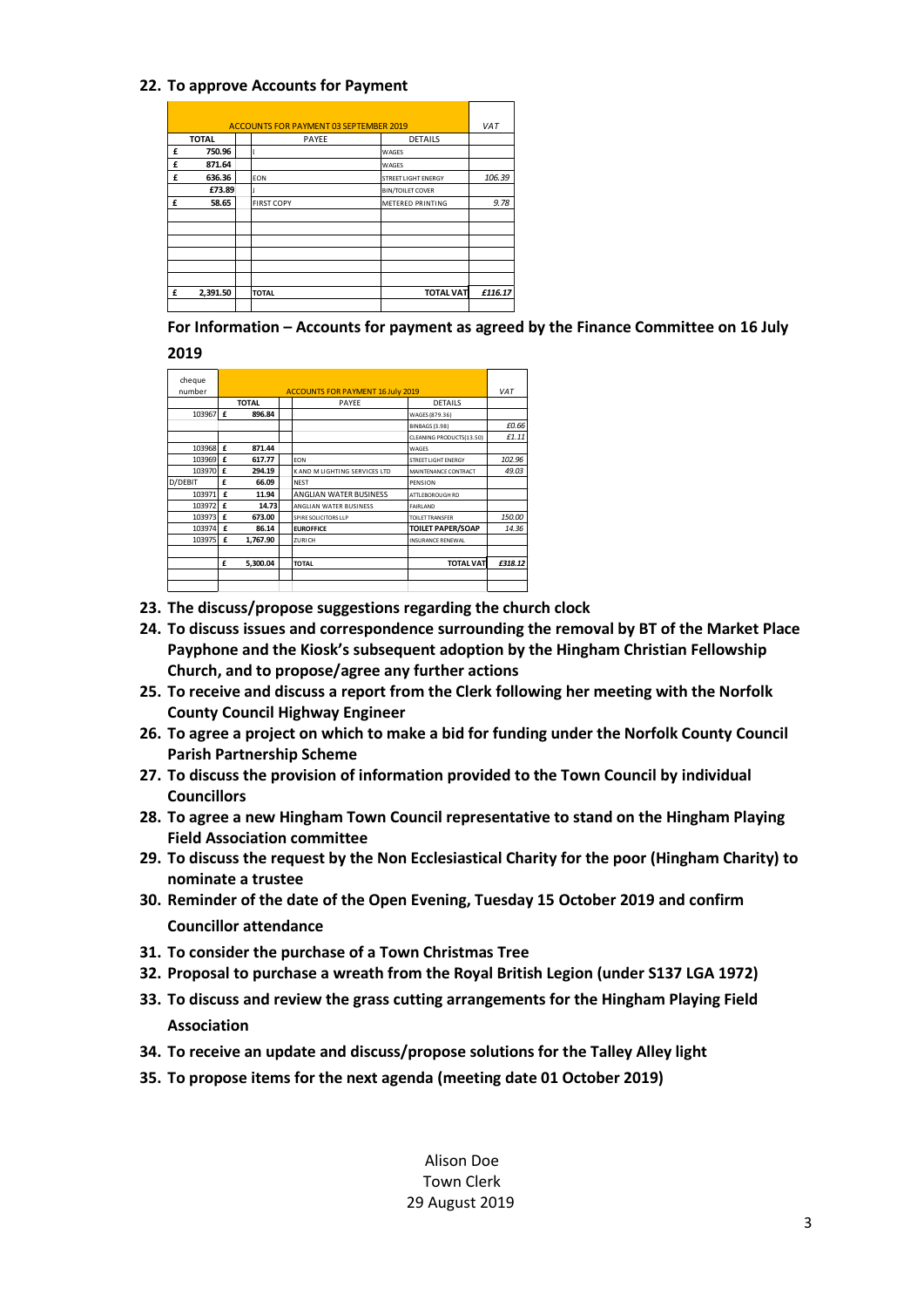## 22. To approve Accounts for Payment

| TOTAL | | PAYEE | DETAILS | VAT |
|---|---|---|---|---|
| ACCOUNTS FOR PAYMENT 03 SEPTEMBER 2019 | | | | |
| £ 750.96 | | I | WAGES | |
| £ 871.64 | | | WAGES | |
| £ 636.36 | | EON | STREET LIGHT ENERGY | 106.39 |
| £73.89 | | J | BIN/TOILET COVER | |
| £ 58.65 | | FIRST COPY | METERED PRINTING | 9.78 |
| £ 2,391.50 | | TOTAL | TOTAL VAT | £116.17 |

**For Information – Accounts for payment as agreed by the Finance Committee on 16 July 2019**

| cheque number | TOTAL | | PAYEE | DETAILS | VAT |
|---|---|---|---|---|---|
| | ACCOUNTS FOR PAYMENT 16 July 2019 | | | | |
| 103967 | £ 896.84 | | | WAGES (879.36) | |
| | | | | BINBAGS (3.98) | £0.66 |
| | | | | CLEANING PRODUCTS(13.50) | £1.11 |
| 103968 | £ 871.44 | | | WAGES | |
| 103969 | £ 617.77 | | EON | STREET LIGHT ENERGY | 102.96 |
| 103970 | £ 294.19 | | K AND M LIGHTING SERVICES LTD | MAINTENANCE CONTRACT | 49.03 |
| D/DEBIT | £ 66.09 | | NEST | PENSION | |
| 103971 | £ 11.94 | | ANGLIAN WATER BUSINESS | ATTLEBOROUGH RD | |
| 103972 | £ 14.73 | | ANGLIAN WATER BUSINESS | FAIRLAND | |
| 103973 | £ 673.00 | | SPIRE SOLICITORS LLP | TOILET TRANSFER | 150.00 |
| 103974 | £ 86.14 | | **EUROFFICE** | **TOILET PAPER/SOAP** | 14.36 |
| 103975 | £ 1,767.90 | | ZURICH | INSURANCE RENEWAL | |
| | £ 5,300.04 | | TOTAL | TOTAL VAT | £318.12 |

**23. The discuss/propose suggestions regarding the church clock**

**24. To discuss issues and correspondence surrounding the removal by BT of the Market Place Payphone and the Kiosk's subsequent adoption by the Hingham Christian Fellowship Church, and to propose/agree any further actions**

**25. To receive and discuss a report from the Clerk following her meeting with the Norfolk County Council Highway Engineer**

**26. To agree a project on which to make a bid for funding under the Norfolk County Council Parish Partnership Scheme**

**27. To discuss the provision of information provided to the Town Council by individual Councillors**

**28. To agree a new Hingham Town Council representative to stand on the Hingham Playing Field Association committee**

**29. To discuss the request by the Non Ecclesiastical Charity for the poor (Hingham Charity) to nominate a trustee**

**30. Reminder of the date of the Open Evening, Tuesday 15 October 2019 and confirm Councillor attendance**

**31. To consider the purchase of a Town Christmas Tree**

**32. Proposal to purchase a wreath from the Royal British Legion (under S137 LGA 1972)**

**33. To discuss and review the grass cutting arrangements for the Hingham Playing Field Association**

**34. To receive an update and discuss/propose solutions for the Talley Alley light**

**35. To propose items for the next agenda (meeting date 01 October 2019)**

Alison Doe
Town Clerk
29 August 2019